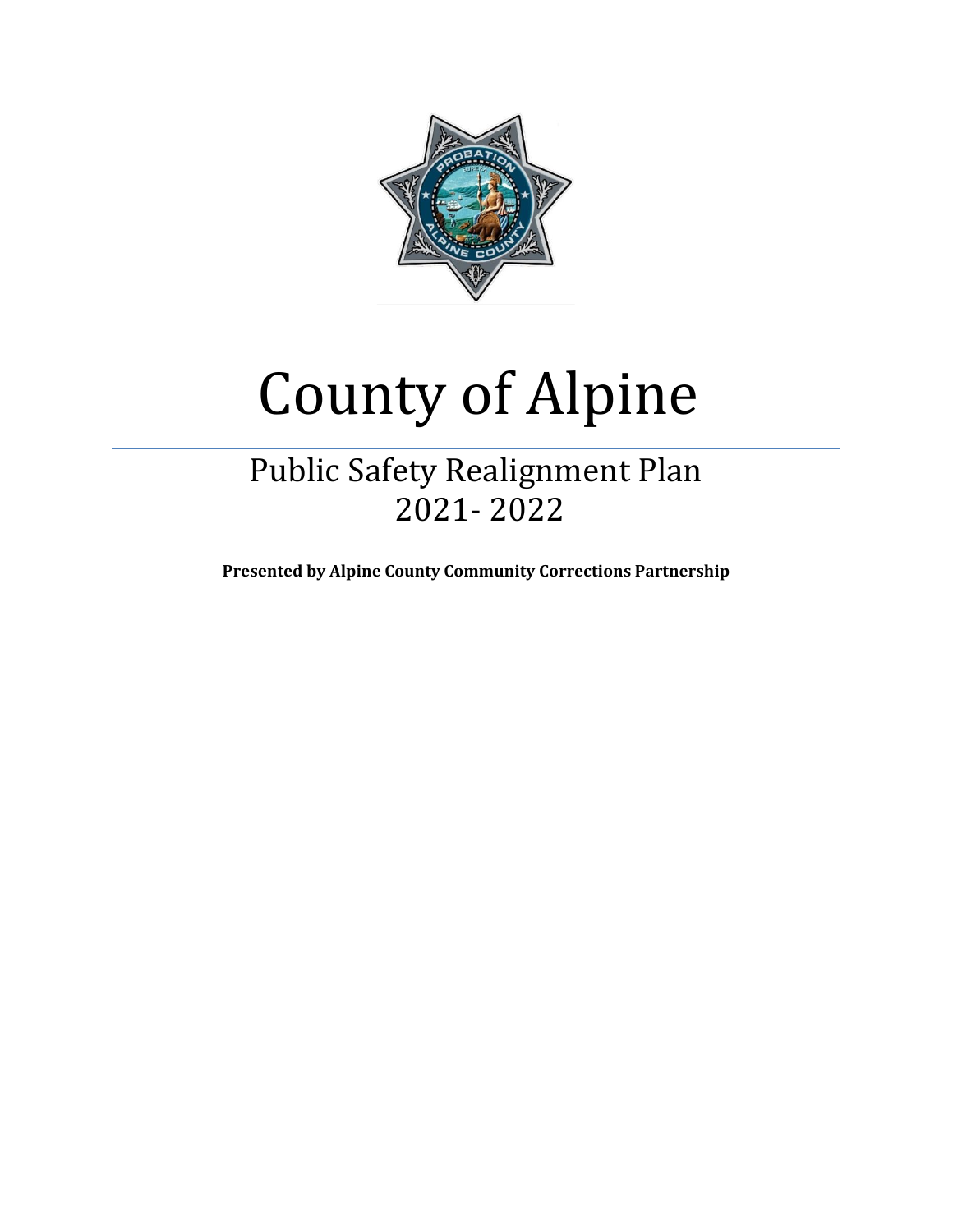# County of Alpine

## Public Safety Realignment Plan 2021- 2022

**Presented by Alpine County Community Corrections Partnership**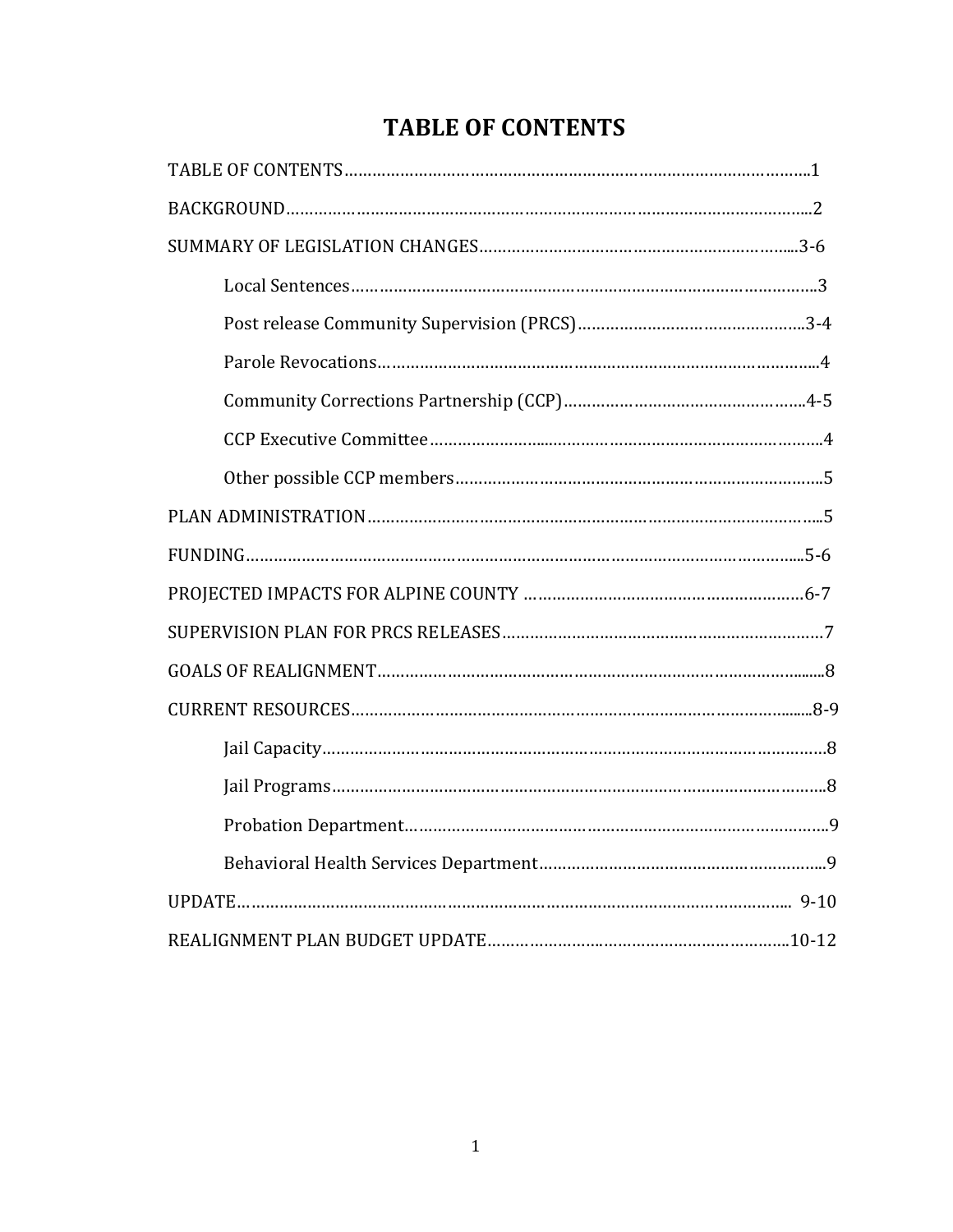# TABLE OF CONTENTS

TABLE OF CONTENTS……………………………………………………………………………………….1

BACKGROUND……………………………………………………………………………………………...2

SUMMARY OF LEGISLATION CHANGES……………………………………………………….....3-6

- Local Sentences………………………………………………………………………………………..3
- Post release Community Supervision (PRCS)…………………………………………..3-4
- Parole Revocations………………………………………………………………………………...4
- Community Corrections Partnership (CCP)……………………………………………..4-5
- CCP Executive Committee…………………...………………………………………………….4
- Other possible CCP members……………………………………………………………………5

PLAN ADMINISTRATION………………………………………………………………………………....5

FUNDING…………………………………………………………………………………………………....5-6

PROJECTED IMPACTS FOR ALPINE COUNTY ……………………………………………………6-7

SUPERVISION PLAN FOR PRCS RELEASES…………………………………………………………7

GOALS OF REALIGNMENT………………………………………………………………………...….8

CURRENT RESOURCES………………………………………………………………………………....8-9

- Jail Capacity…………………………………………………………………………………………….8
- Jail Programs…………………………………………………………………………………………..8
- Probation Department……………………………………………………………………………..9
- Behavioral Health Services Department…………………………………………………...9

UPDATE……………………………………………………………………………………………………... 9-10

REALIGNMENT PLAN BUDGET UPDATE………………………………………………………...10-12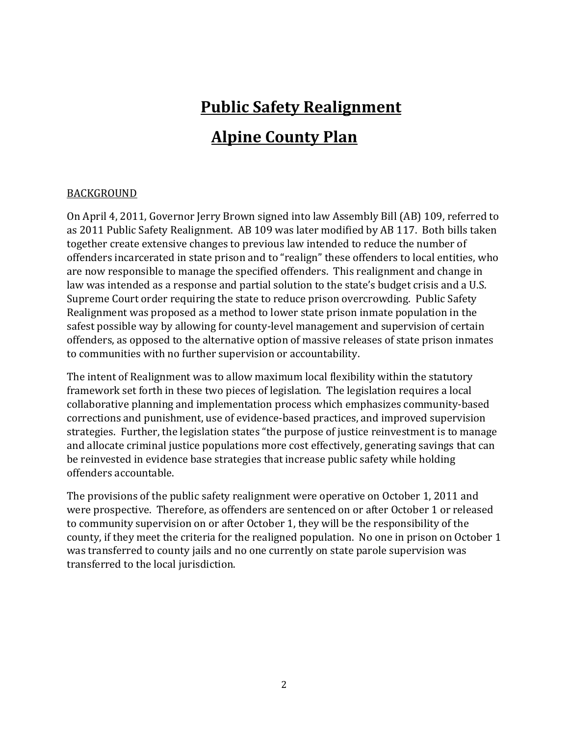# Public Safety Realignment

# Alpine County Plan

## BACKGROUND

On April 4, 2011, Governor Jerry Brown signed into law Assembly Bill (AB) 109, referred to as 2011 Public Safety Realignment. AB 109 was later modified by AB 117. Both bills taken together create extensive changes to previous law intended to reduce the number of offenders incarcerated in state prison and to "realign" these offenders to local entities, who are now responsible to manage the specified offenders. This realignment and change in law was intended as a response and partial solution to the state's budget crisis and a U.S. Supreme Court order requiring the state to reduce prison overcrowding. Public Safety Realignment was proposed as a method to lower state prison inmate population in the safest possible way by allowing for county-level management and supervision of certain offenders, as opposed to the alternative option of massive releases of state prison inmates to communities with no further supervision or accountability.

The intent of Realignment was to allow maximum local flexibility within the statutory framework set forth in these two pieces of legislation. The legislation requires a local collaborative planning and implementation process which emphasizes community-based corrections and punishment, use of evidence-based practices, and improved supervision strategies. Further, the legislation states "the purpose of justice reinvestment is to manage and allocate criminal justice populations more cost effectively, generating savings that can be reinvested in evidence base strategies that increase public safety while holding offenders accountable.

The provisions of the public safety realignment were operative on October 1, 2011 and were prospective. Therefore, as offenders are sentenced on or after October 1 or released to community supervision on or after October 1, they will be the responsibility of the county, if they meet the criteria for the realigned population. No one in prison on October 1 was transferred to county jails and no one currently on state parole supervision was transferred to the local jurisdiction.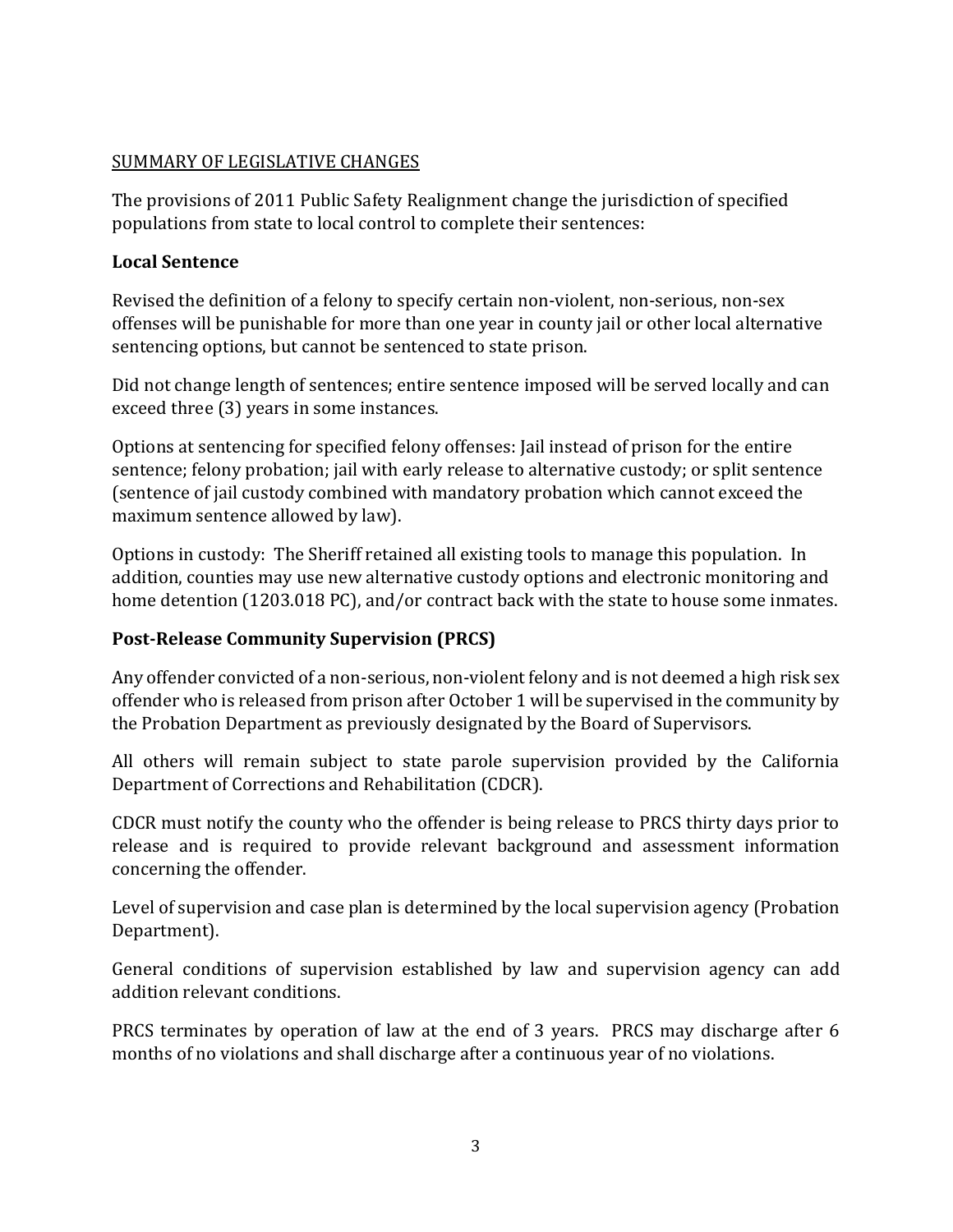SUMMARY OF LEGISLATIVE CHANGES

The provisions of 2011 Public Safety Realignment change the jurisdiction of specified populations from state to local control to complete their sentences:

**Local Sentence**

Revised the definition of a felony to specify certain non-violent, non-serious, non-sex offenses will be punishable for more than one year in county jail or other local alternative sentencing options, but cannot be sentenced to state prison.

Did not change length of sentences; entire sentence imposed will be served locally and can exceed three (3) years in some instances.

Options at sentencing for specified felony offenses: Jail instead of prison for the entire sentence; felony probation; jail with early release to alternative custody; or split sentence (sentence of jail custody combined with mandatory probation which cannot exceed the maximum sentence allowed by law).

Options in custody: The Sheriff retained all existing tools to manage this population. In addition, counties may use new alternative custody options and electronic monitoring and home detention (1203.018 PC), and/or contract back with the state to house some inmates.

**Post-Release Community Supervision (PRCS)**

Any offender convicted of a non-serious, non-violent felony and is not deemed a high risk sex offender who is released from prison after October 1 will be supervised in the community by the Probation Department as previously designated by the Board of Supervisors.

All others will remain subject to state parole supervision provided by the California Department of Corrections and Rehabilitation (CDCR).

CDCR must notify the county who the offender is being release to PRCS thirty days prior to release and is required to provide relevant background and assessment information concerning the offender.

Level of supervision and case plan is determined by the local supervision agency (Probation Department).

General conditions of supervision established by law and supervision agency can add addition relevant conditions.

PRCS terminates by operation of law at the end of 3 years. PRCS may discharge after 6 months of no violations and shall discharge after a continuous year of no violations.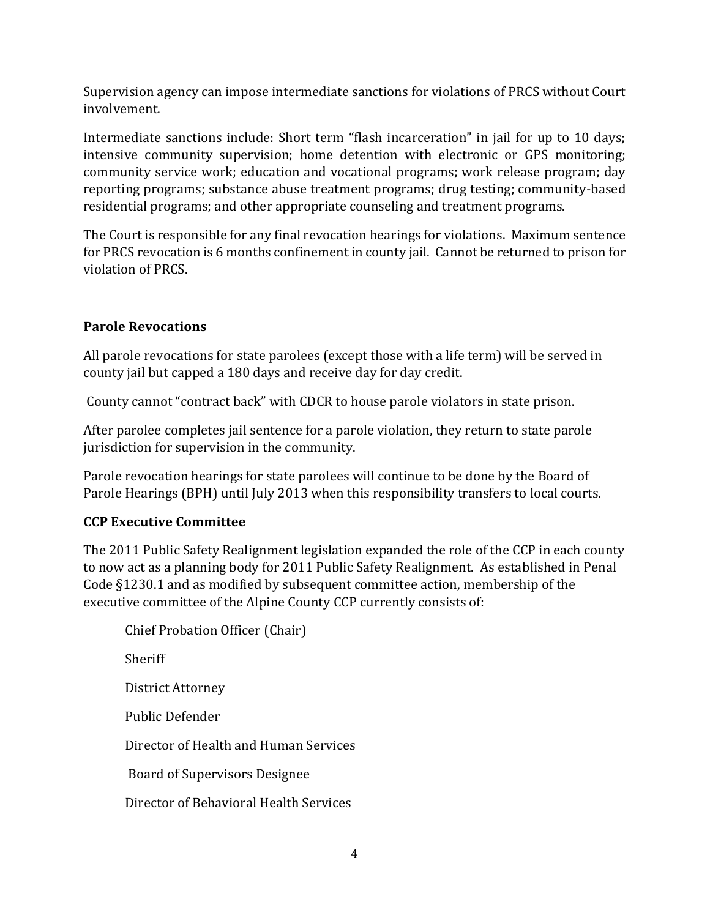Supervision agency can impose intermediate sanctions for violations of PRCS without Court involvement.

Intermediate sanctions include: Short term "flash incarceration" in jail for up to 10 days; intensive community supervision; home detention with electronic or GPS monitoring; community service work; education and vocational programs; work release program; day reporting programs; substance abuse treatment programs; drug testing; community-based residential programs; and other appropriate counseling and treatment programs.

The Court is responsible for any final revocation hearings for violations. Maximum sentence for PRCS revocation is 6 months confinement in county jail. Cannot be returned to prison for violation of PRCS.

**Parole Revocations**

All parole revocations for state parolees (except those with a life term) will be served in county jail but capped a 180 days and receive day for day credit.

County cannot "contract back" with CDCR to house parole violators in state prison.

After parolee completes jail sentence for a parole violation, they return to state parole jurisdiction for supervision in the community.

Parole revocation hearings for state parolees will continue to be done by the Board of Parole Hearings (BPH) until July 2013 when this responsibility transfers to local courts.

**CCP Executive Committee**

The 2011 Public Safety Realignment legislation expanded the role of the CCP in each county to now act as a planning body for 2011 Public Safety Realignment. As established in Penal Code §1230.1 and as modified by subsequent committee action, membership of the executive committee of the Alpine County CCP currently consists of:

Chief Probation Officer (Chair)

Sheriff

District Attorney

Public Defender

Director of Health and Human Services

Board of Supervisors Designee

Director of Behavioral Health Services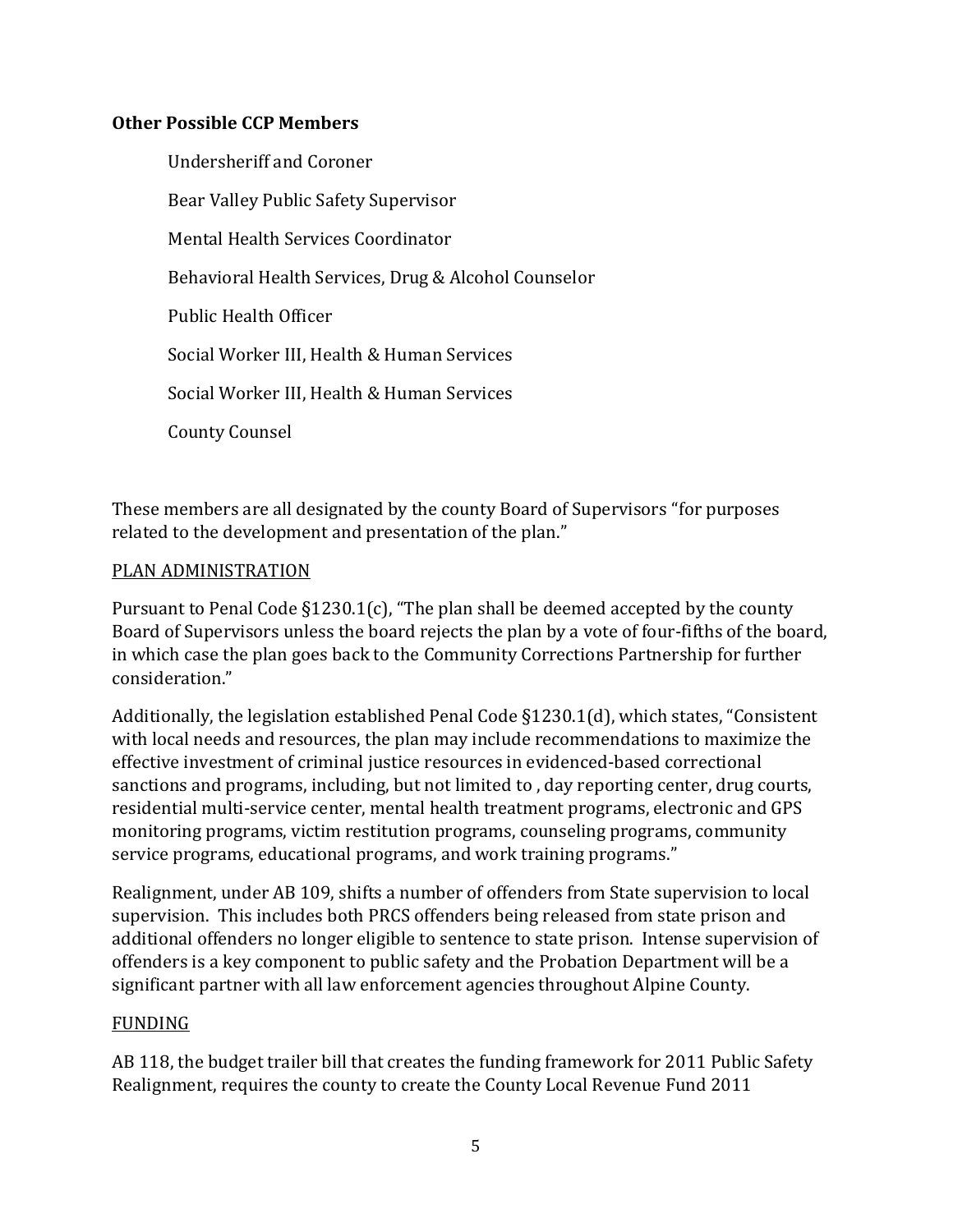**Other Possible CCP Members**

Undersheriff and Coroner

Bear Valley Public Safety Supervisor

Mental Health Services Coordinator

Behavioral Health Services, Drug & Alcohol Counselor

Public Health Officer

Social Worker III, Health & Human Services

Social Worker III, Health & Human Services

County Counsel

These members are all designated by the county Board of Supervisors "for purposes related to the development and presentation of the plan."

<u>PLAN ADMINISTRATION</u>

Pursuant to Penal Code §1230.1(c), "The plan shall be deemed accepted by the county Board of Supervisors unless the board rejects the plan by a vote of four-fifths of the board, in which case the plan goes back to the Community Corrections Partnership for further consideration."

Additionally, the legislation established Penal Code §1230.1(d), which states, "Consistent with local needs and resources, the plan may include recommendations to maximize the effective investment of criminal justice resources in evidenced-based correctional sanctions and programs, including, but not limited to , day reporting center, drug courts, residential multi-service center, mental health treatment programs, electronic and GPS monitoring programs, victim restitution programs, counseling programs, community service programs, educational programs, and work training programs."

Realignment, under AB 109, shifts a number of offenders from State supervision to local supervision. This includes both PRCS offenders being released from state prison and additional offenders no longer eligible to sentence to state prison. Intense supervision of offenders is a key component to public safety and the Probation Department will be a significant partner with all law enforcement agencies throughout Alpine County.

<u>FUNDING</u>

AB 118, the budget trailer bill that creates the funding framework for 2011 Public Safety Realignment, requires the county to create the County Local Revenue Fund 2011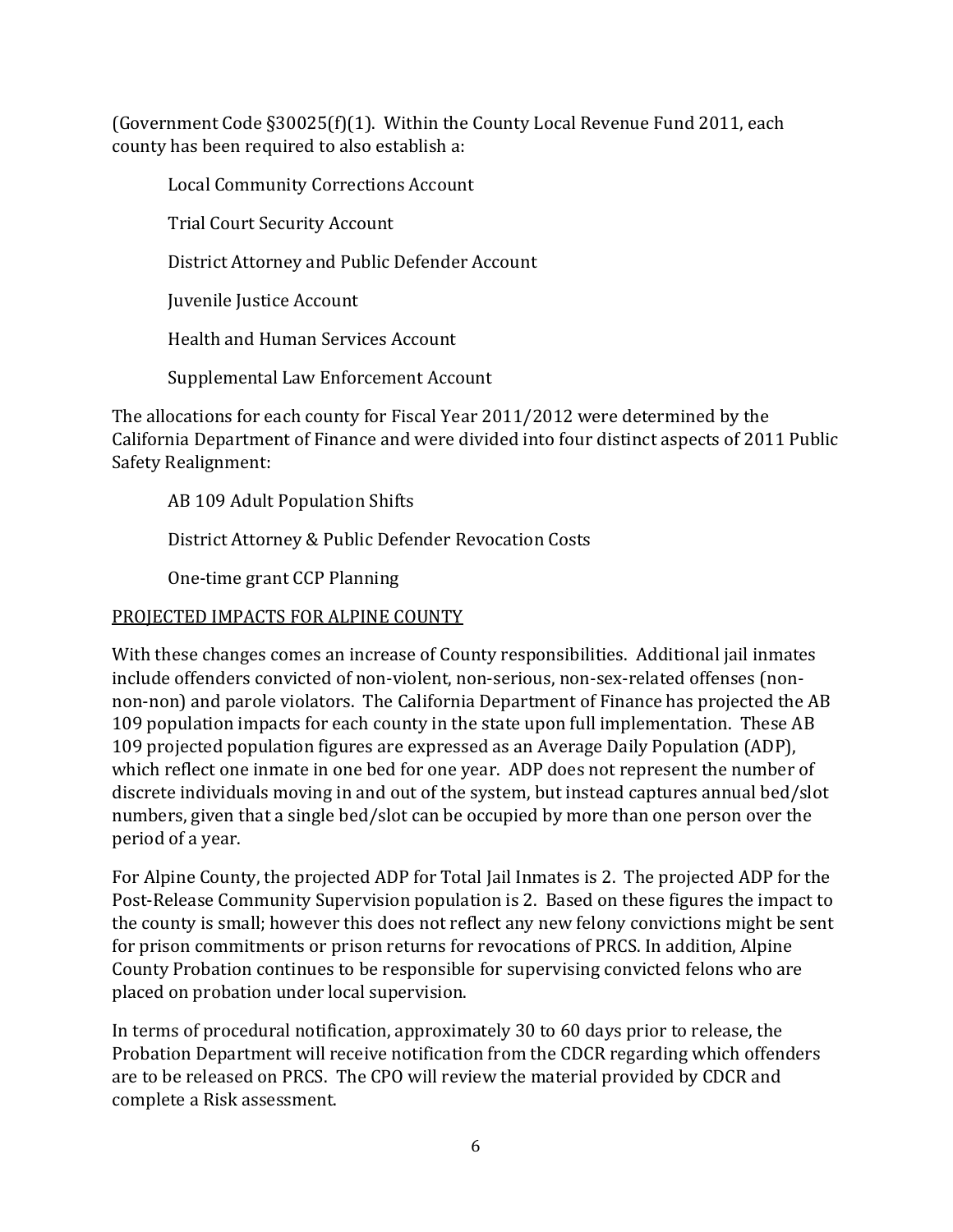(Government Code §30025(f)(1). Within the County Local Revenue Fund 2011, each county has been required to also establish a:

Local Community Corrections Account

Trial Court Security Account

District Attorney and Public Defender Account

Juvenile Justice Account

Health and Human Services Account

Supplemental Law Enforcement Account

The allocations for each county for Fiscal Year 2011/2012 were determined by the California Department of Finance and were divided into four distinct aspects of 2011 Public Safety Realignment:

AB 109 Adult Population Shifts

District Attorney & Public Defender Revocation Costs

One-time grant CCP Planning

<u>PROJECTED IMPACTS FOR ALPINE COUNTY</u>

With these changes comes an increase of County responsibilities. Additional jail inmates include offenders convicted of non-violent, non-serious, non-sex-related offenses (non-non-non) and parole violators. The California Department of Finance has projected the AB 109 population impacts for each county in the state upon full implementation. These AB 109 projected population figures are expressed as an Average Daily Population (ADP), which reflect one inmate in one bed for one year. ADP does not represent the number of discrete individuals moving in and out of the system, but instead captures annual bed/slot numbers, given that a single bed/slot can be occupied by more than one person over the period of a year.

For Alpine County, the projected ADP for Total Jail Inmates is 2. The projected ADP for the Post-Release Community Supervision population is 2. Based on these figures the impact to the county is small; however this does not reflect any new felony convictions might be sent for prison commitments or prison returns for revocations of PRCS. In addition, Alpine County Probation continues to be responsible for supervising convicted felons who are placed on probation under local supervision.

In terms of procedural notification, approximately 30 to 60 days prior to release, the Probation Department will receive notification from the CDCR regarding which offenders are to be released on PRCS. The CPO will review the material provided by CDCR and complete a Risk assessment.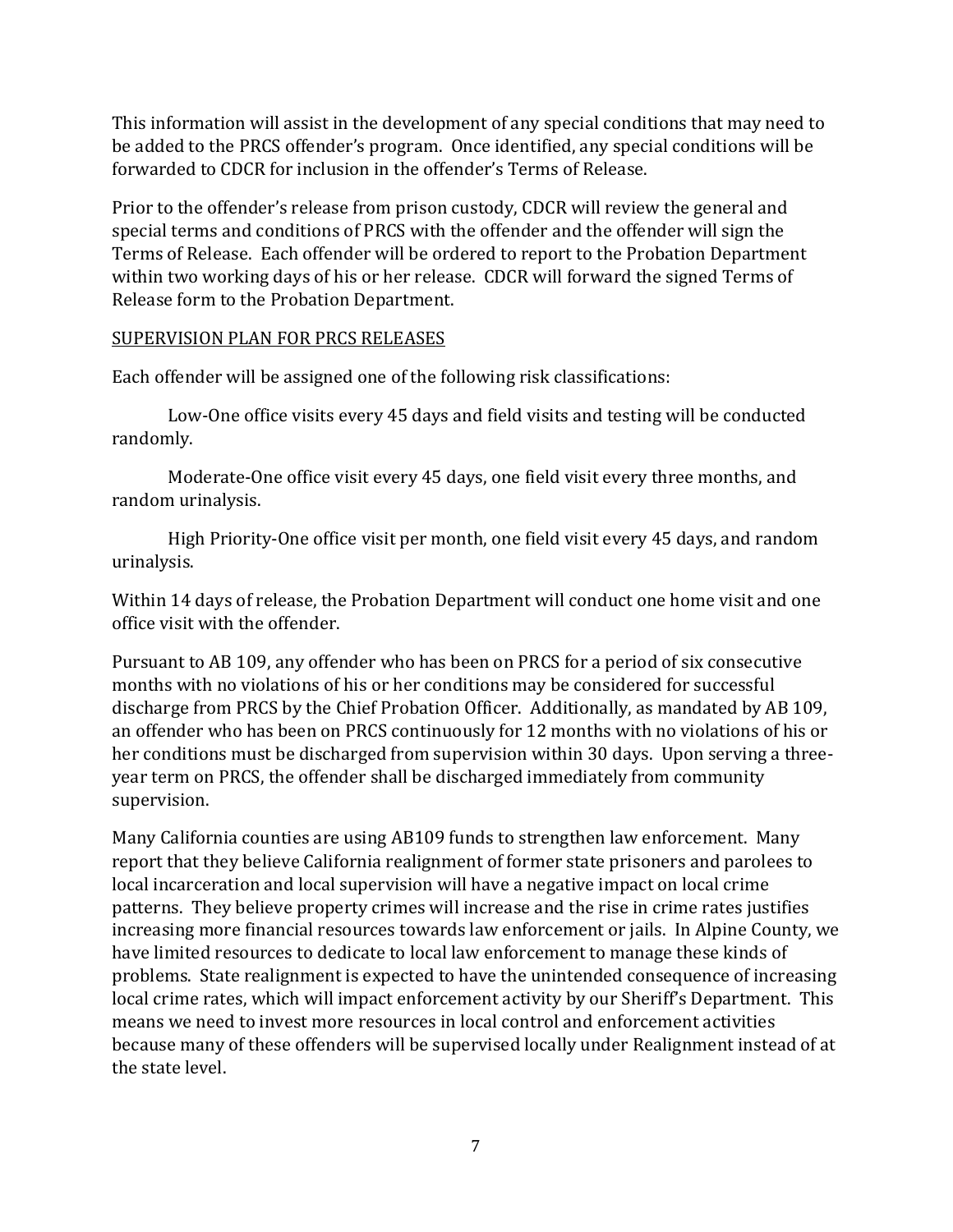This information will assist in the development of any special conditions that may need to be added to the PRCS offender's program. Once identified, any special conditions will be forwarded to CDCR for inclusion in the offender's Terms of Release.

Prior to the offender's release from prison custody, CDCR will review the general and special terms and conditions of PRCS with the offender and the offender will sign the Terms of Release. Each offender will be ordered to report to the Probation Department within two working days of his or her release. CDCR will forward the signed Terms of Release form to the Probation Department.

<u>SUPERVISION PLAN FOR PRCS RELEASES</u>

Each offender will be assigned one of the following risk classifications:

Low-One office visits every 45 days and field visits and testing will be conducted randomly.

Moderate-One office visit every 45 days, one field visit every three months, and random urinalysis.

High Priority-One office visit per month, one field visit every 45 days, and random urinalysis.

Within 14 days of release, the Probation Department will conduct one home visit and one office visit with the offender.

Pursuant to AB 109, any offender who has been on PRCS for a period of six consecutive months with no violations of his or her conditions may be considered for successful discharge from PRCS by the Chief Probation Officer. Additionally, as mandated by AB 109, an offender who has been on PRCS continuously for 12 months with no violations of his or her conditions must be discharged from supervision within 30 days. Upon serving a three-year term on PRCS, the offender shall be discharged immediately from community supervision.

Many California counties are using AB109 funds to strengthen law enforcement. Many report that they believe California realignment of former state prisoners and parolees to local incarceration and local supervision will have a negative impact on local crime patterns. They believe property crimes will increase and the rise in crime rates justifies increasing more financial resources towards law enforcement or jails. In Alpine County, we have limited resources to dedicate to local law enforcement to manage these kinds of problems. State realignment is expected to have the unintended consequence of increasing local crime rates, which will impact enforcement activity by our Sheriff's Department. This means we need to invest more resources in local control and enforcement activities because many of these offenders will be supervised locally under Realignment instead of at the state level.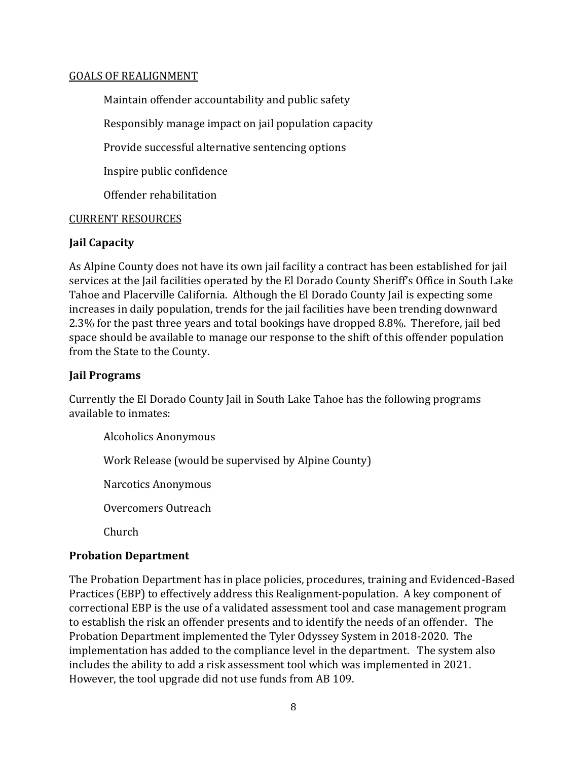## GOALS OF REALIGNMENT

Maintain offender accountability and public safety

Responsibly manage impact on jail population capacity

Provide successful alternative sentencing options

Inspire public confidence

Offender rehabilitation

## CURRENT RESOURCES

### Jail Capacity

As Alpine County does not have its own jail facility a contract has been established for jail services at the Jail facilities operated by the El Dorado County Sheriff's Office in South Lake Tahoe and Placerville California. Although the El Dorado County Jail is expecting some increases in daily population, trends for the jail facilities have been trending downward 2.3% for the past three years and total bookings have dropped 8.8%. Therefore, jail bed space should be available to manage our response to the shift of this offender population from the State to the County.

### Jail Programs

Currently the El Dorado County Jail in South Lake Tahoe has the following programs available to inmates:

Alcoholics Anonymous

Work Release (would be supervised by Alpine County)

Narcotics Anonymous

Overcomers Outreach

Church

### Probation Department

The Probation Department has in place policies, procedures, training and Evidenced-Based Practices (EBP) to effectively address this Realignment-population. A key component of correctional EBP is the use of a validated assessment tool and case management program to establish the risk an offender presents and to identify the needs of an offender. The Probation Department implemented the Tyler Odyssey System in 2018-2020. The implementation has added to the compliance level in the department. The system also includes the ability to add a risk assessment tool which was implemented in 2021. However, the tool upgrade did not use funds from AB 109.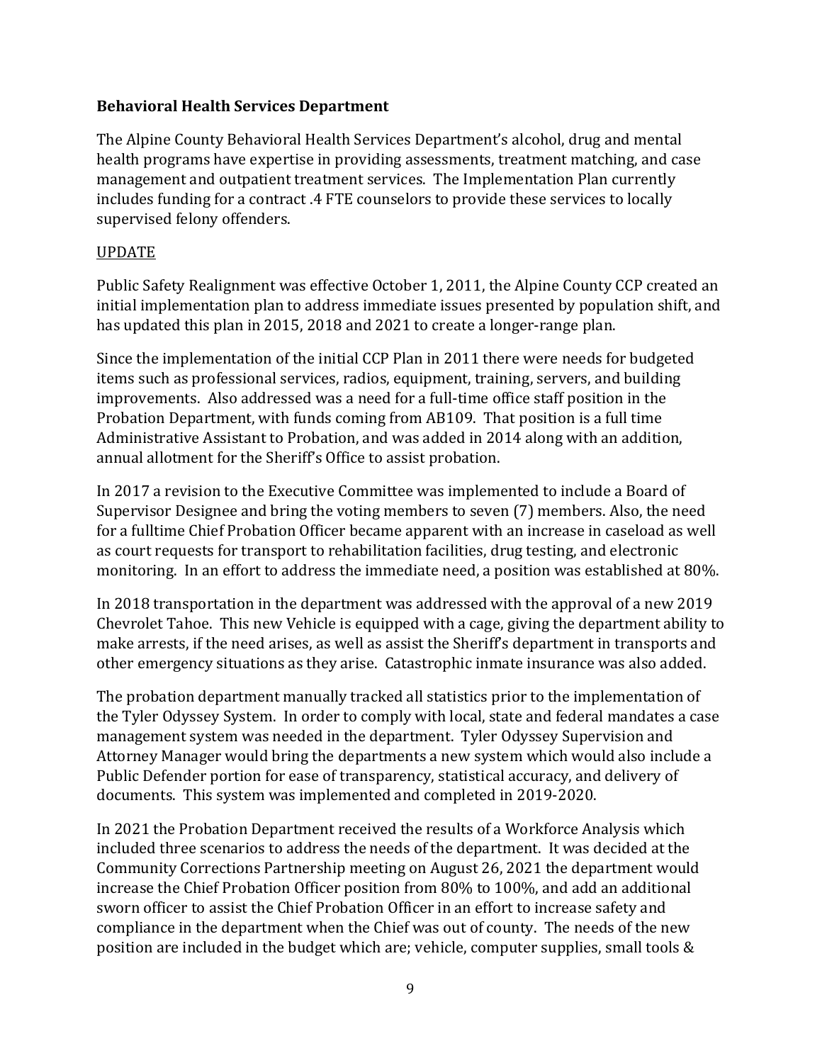**Behavioral Health Services Department**

The Alpine County Behavioral Health Services Department's alcohol, drug and mental health programs have expertise in providing assessments, treatment matching, and case management and outpatient treatment services. The Implementation Plan currently includes funding for a contract .4 FTE counselors to provide these services to locally supervised felony offenders.

UPDATE

Public Safety Realignment was effective October 1, 2011, the Alpine County CCP created an initial implementation plan to address immediate issues presented by population shift, and has updated this plan in 2015, 2018 and 2021 to create a longer-range plan.

Since the implementation of the initial CCP Plan in 2011 there were needs for budgeted items such as professional services, radios, equipment, training, servers, and building improvements. Also addressed was a need for a full-time office staff position in the Probation Department, with funds coming from AB109. That position is a full time Administrative Assistant to Probation, and was added in 2014 along with an addition, annual allotment for the Sheriff's Office to assist probation.

In 2017 a revision to the Executive Committee was implemented to include a Board of Supervisor Designee and bring the voting members to seven (7) members. Also, the need for a fulltime Chief Probation Officer became apparent with an increase in caseload as well as court requests for transport to rehabilitation facilities, drug testing, and electronic monitoring. In an effort to address the immediate need, a position was established at 80%.

In 2018 transportation in the department was addressed with the approval of a new 2019 Chevrolet Tahoe. This new Vehicle is equipped with a cage, giving the department ability to make arrests, if the need arises, as well as assist the Sheriff's department in transports and other emergency situations as they arise. Catastrophic inmate insurance was also added.

The probation department manually tracked all statistics prior to the implementation of the Tyler Odyssey System. In order to comply with local, state and federal mandates a case management system was needed in the department. Tyler Odyssey Supervision and Attorney Manager would bring the departments a new system which would also include a Public Defender portion for ease of transparency, statistical accuracy, and delivery of documents. This system was implemented and completed in 2019-2020.

In 2021 the Probation Department received the results of a Workforce Analysis which included three scenarios to address the needs of the department. It was decided at the Community Corrections Partnership meeting on August 26, 2021 the department would increase the Chief Probation Officer position from 80% to 100%, and add an additional sworn officer to assist the Chief Probation Officer in an effort to increase safety and compliance in the department when the Chief was out of county. The needs of the new position are included in the budget which are; vehicle, computer supplies, small tools &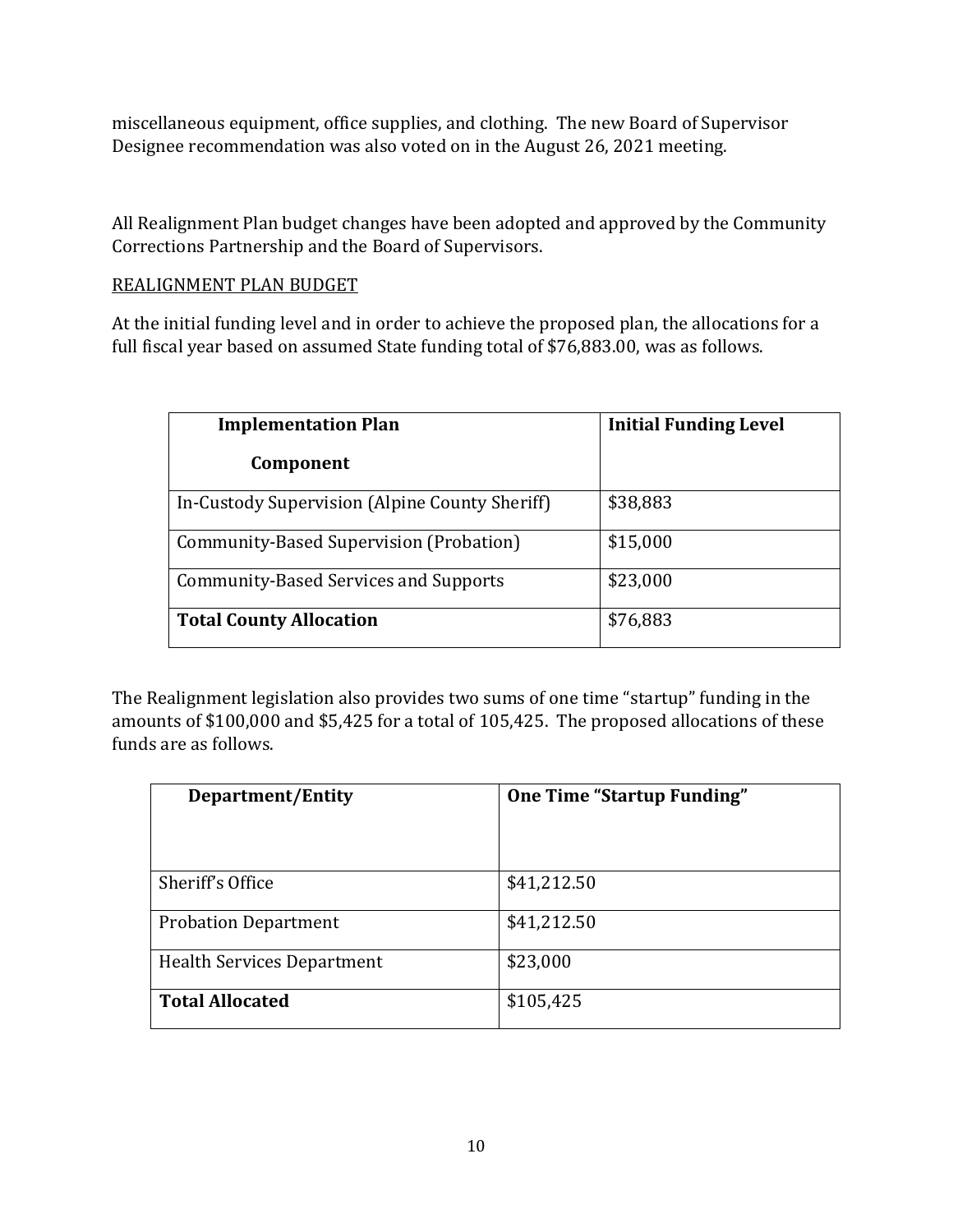miscellaneous equipment, office supplies, and clothing. The new Board of Supervisor Designee recommendation was also voted on in the August 26, 2021 meeting.

All Realignment Plan budget changes have been adopted and approved by the Community Corrections Partnership and the Board of Supervisors.

<u>REALIGNMENT PLAN BUDGET</u>

At the initial funding level and in order to achieve the proposed plan, the allocations for a full fiscal year based on assumed State funding total of $76,883.00, was as follows.

| **Implementation Plan Component** | **Initial Funding Level** |
|---|---|
| In-Custody Supervision (Alpine County Sheriff) | $38,883 |
| Community-Based Supervision (Probation) | $15,000 |
| Community-Based Services and Supports | $23,000 |
| **Total County Allocation** | $76,883 |

The Realignment legislation also provides two sums of one time "startup" funding in the amounts of $100,000 and $5,425 for a total of 105,425. The proposed allocations of these funds are as follows.

| **Department/Entity** | **One Time "Startup Funding"** |
|---|---|
| Sheriff's Office | $41,212.50 |
| Probation Department | $41,212.50 |
| Health Services Department | $23,000 |
| **Total Allocated** | $105,425 |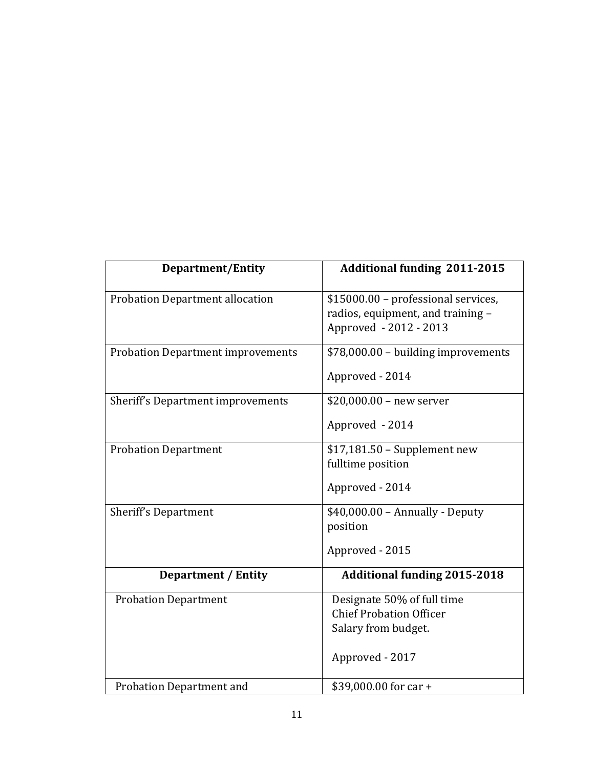| Department/Entity | Additional funding 2011-2015 |
| --- | --- |
| Probation Department allocation | $15000.00 – professional services, radios, equipment, and training – Approved - 2012 - 2013 |
| Probation Department improvements | $78,000.00 – building improvements<br><br>Approved - 2014 |
| Sheriff's Department improvements | $20,000.00 – new server<br><br>Approved - 2014 |
| Probation Department | $17,181.50 – Supplement new fulltime position<br><br>Approved - 2014 |
| Sheriff's Department | $40,000.00 – Annually - Deputy position<br><br>Approved - 2015 |
| **Department / Entity** | **Additional funding 2015-2018** |
| Probation Department | Designate 50% of full time Chief Probation Officer Salary from budget.<br><br>Approved - 2017 |
| Probation Department and | $39,000.00 for car + |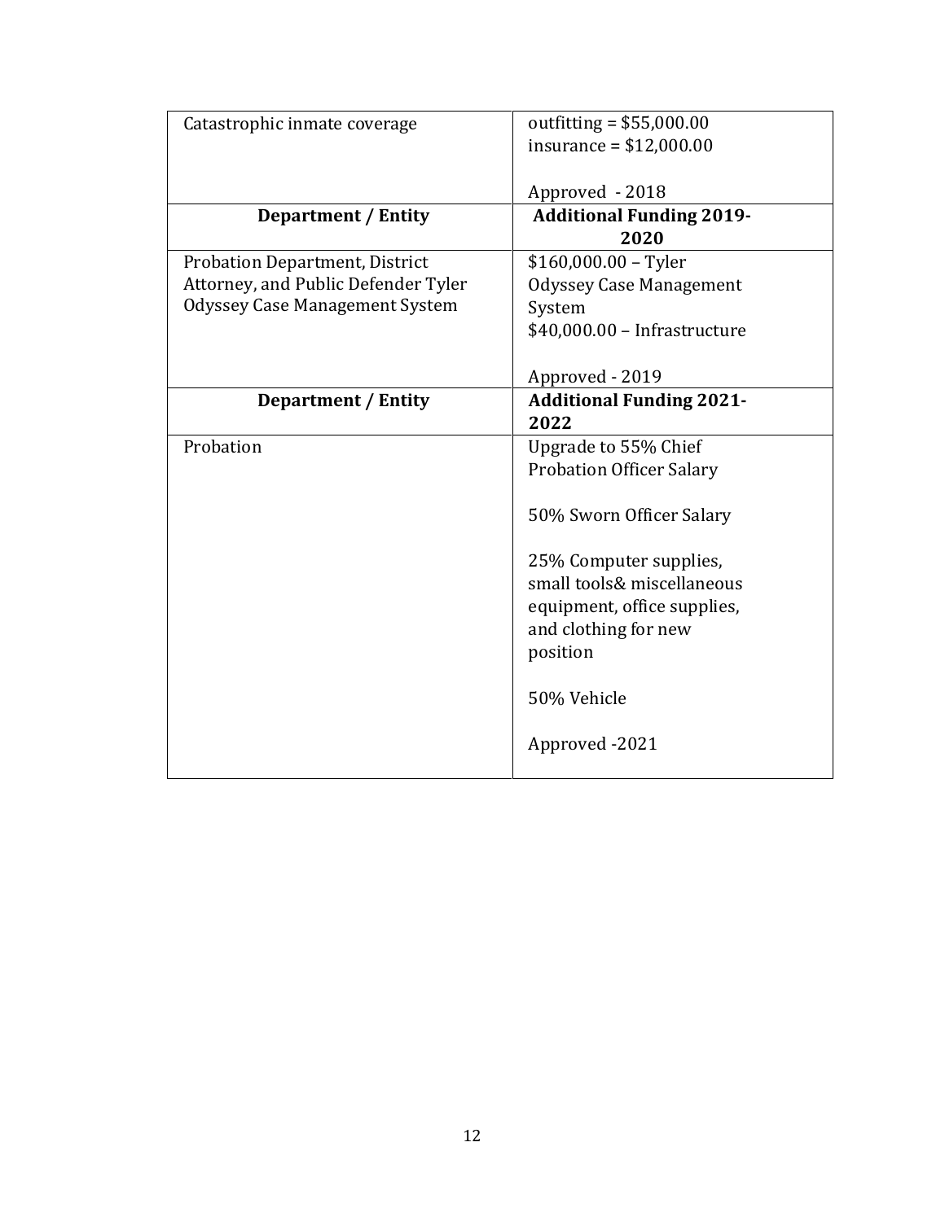| | |
|---|---|
| Catastrophic inmate coverage | outfitting = $55,000.00<br>insurance = $12,000.00<br><br>Approved - 2018 |
| **Department / Entity** | **Additional Funding 2019-2020** |
| Probation Department, District Attorney, and Public Defender Tyler Odyssey Case Management System | $160,000.00 – Tyler Odyssey Case Management System<br>$40,000.00 – Infrastructure<br><br>Approved - 2019 |
| **Department / Entity** | **Additional Funding 2021-2022** |
| Probation | Upgrade to 55% Chief Probation Officer Salary<br><br>50% Sworn Officer Salary<br><br>25% Computer supplies, small tools& miscellaneous equipment, office supplies, and clothing for new position<br><br>50% Vehicle<br><br>Approved -2021 |